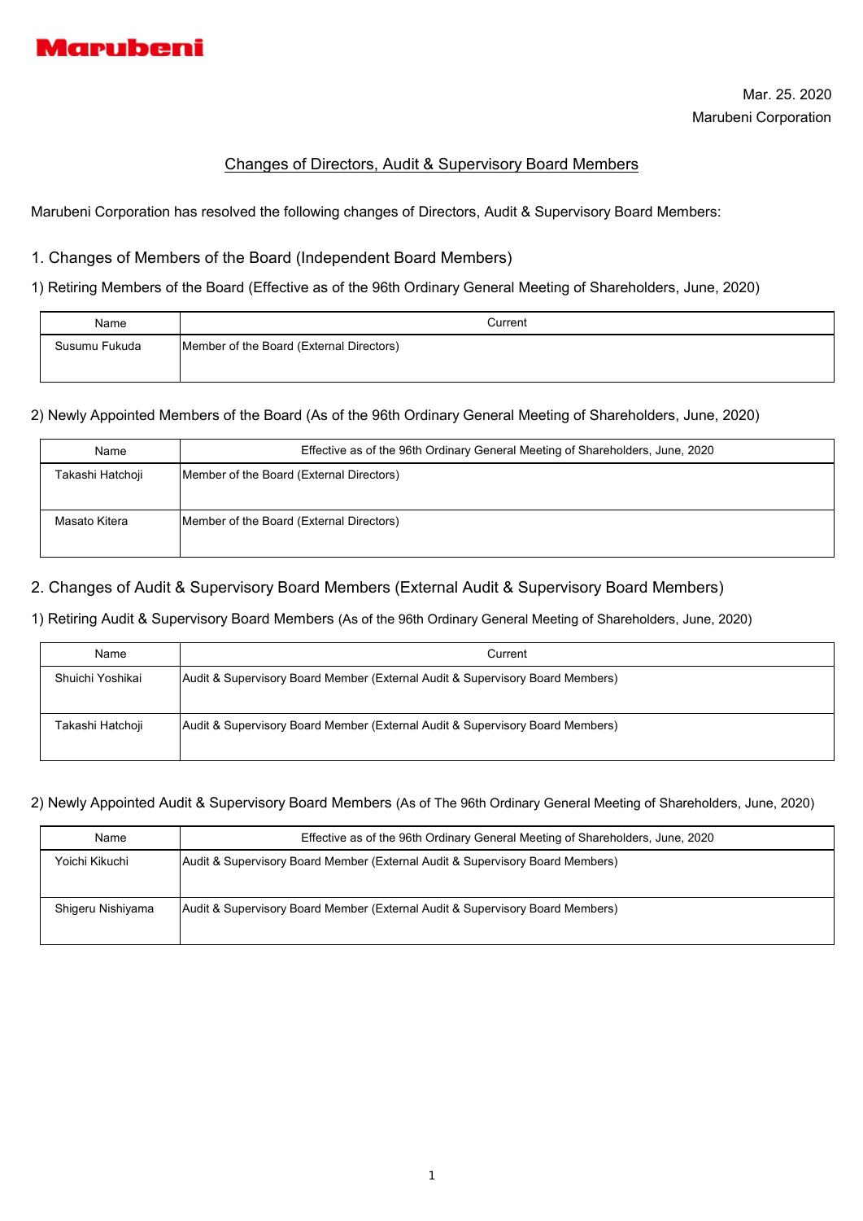Marubeni

Mar. 25. 2020

Marubeni Corporation

# Changes of Directors, Audit & Supervisory Board Members

Marubeni Corporation has resolved the following changes of Directors, Audit & Supervisory Board Members:

## 1. Changes of Members of the Board (Independent Board Members)

### 1) Retiring Members of the Board (Effective as of the 96th Ordinary General Meeting of Shareholders, June, 2020)

| Name | Current |
|---|---|
| Susumu Fukuda | Member of the Board (External Directors) |

### 2) Newly Appointed Members of the Board (As of the 96th Ordinary General Meeting of Shareholders, June, 2020)

| Name | Effective as of the 96th Ordinary General Meeting of Shareholders, June, 2020 |
|---|---|
| Takashi Hatchoji | Member of the Board (External Directors) |
| Masato Kitera | Member of the Board (External Directors) |

## 2. Changes of Audit & Supervisory Board Members (External Audit & Supervisory Board Members)

### 1) Retiring Audit & Supervisory Board Members (As of the 96th Ordinary General Meeting of Shareholders, June, 2020)

| Name | Current |
|---|---|
| Shuichi Yoshikai | Audit & Supervisory Board Member (External Audit & Supervisory Board Members) |
| Takashi Hatchoji | Audit & Supervisory Board Member (External Audit & Supervisory Board Members) |

### 2) Newly Appointed Audit & Supervisory Board Members (As of The 96th Ordinary General Meeting of Shareholders, June, 2020)

| Name | Effective as of the 96th Ordinary General Meeting of Shareholders, June, 2020 |
|---|---|
| Yoichi Kikuchi | Audit & Supervisory Board Member (External Audit & Supervisory Board Members) |
| Shigeru Nishiyama | Audit & Supervisory Board Member (External Audit & Supervisory Board Members) |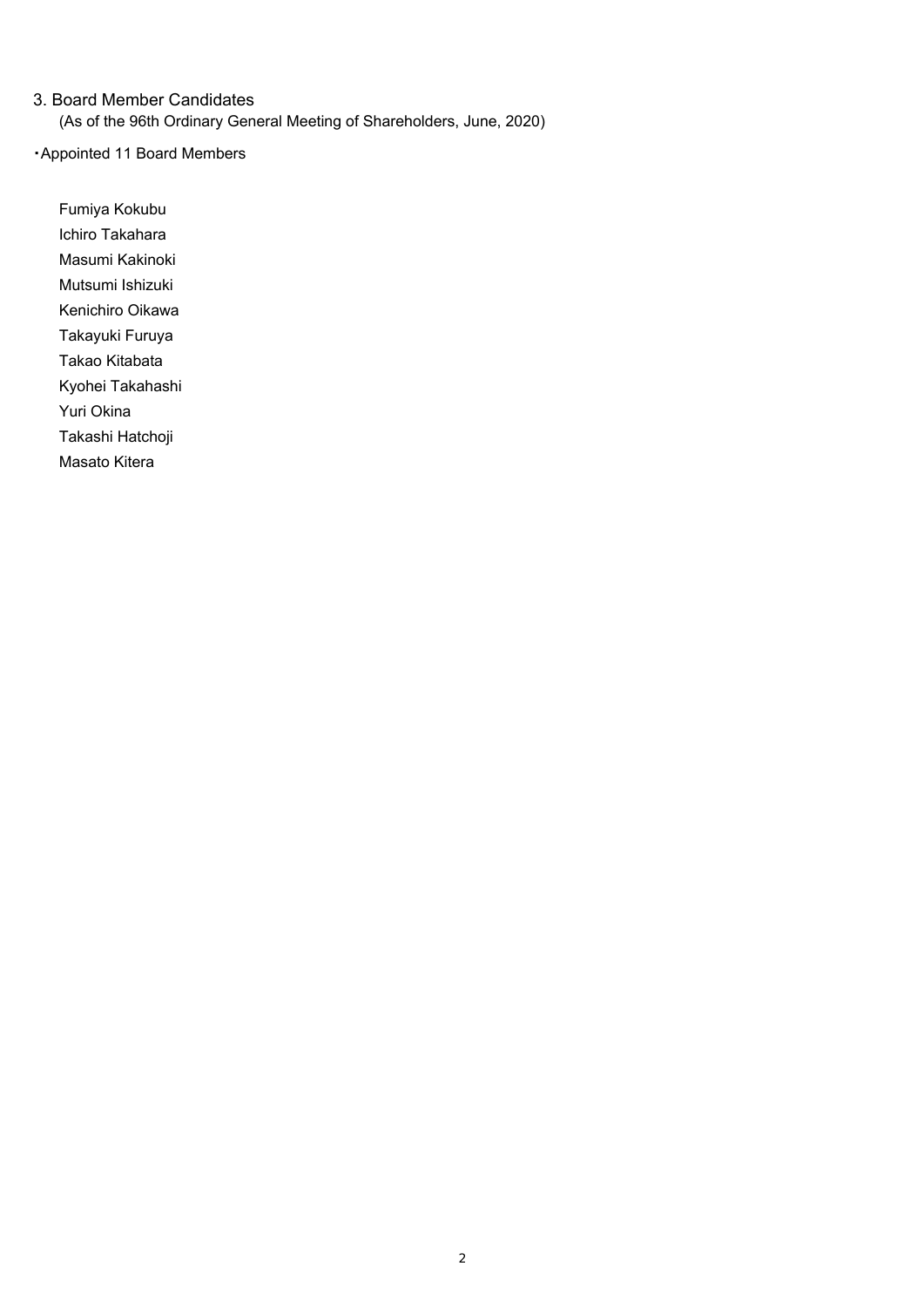## 3. Board Member Candidates

(As of the 96th Ordinary General Meeting of Shareholders, June, 2020)

・Appointed 11 Board Members

Fumiya Kokubu
Ichiro Takahara
Masumi Kakinoki
Mutsumi Ishizuki
Kenichiro Oikawa
Takayuki Furuya
Takao Kitabata
Kyohei Takahashi
Yuri Okina
Takashi Hatchoji
Masato Kitera